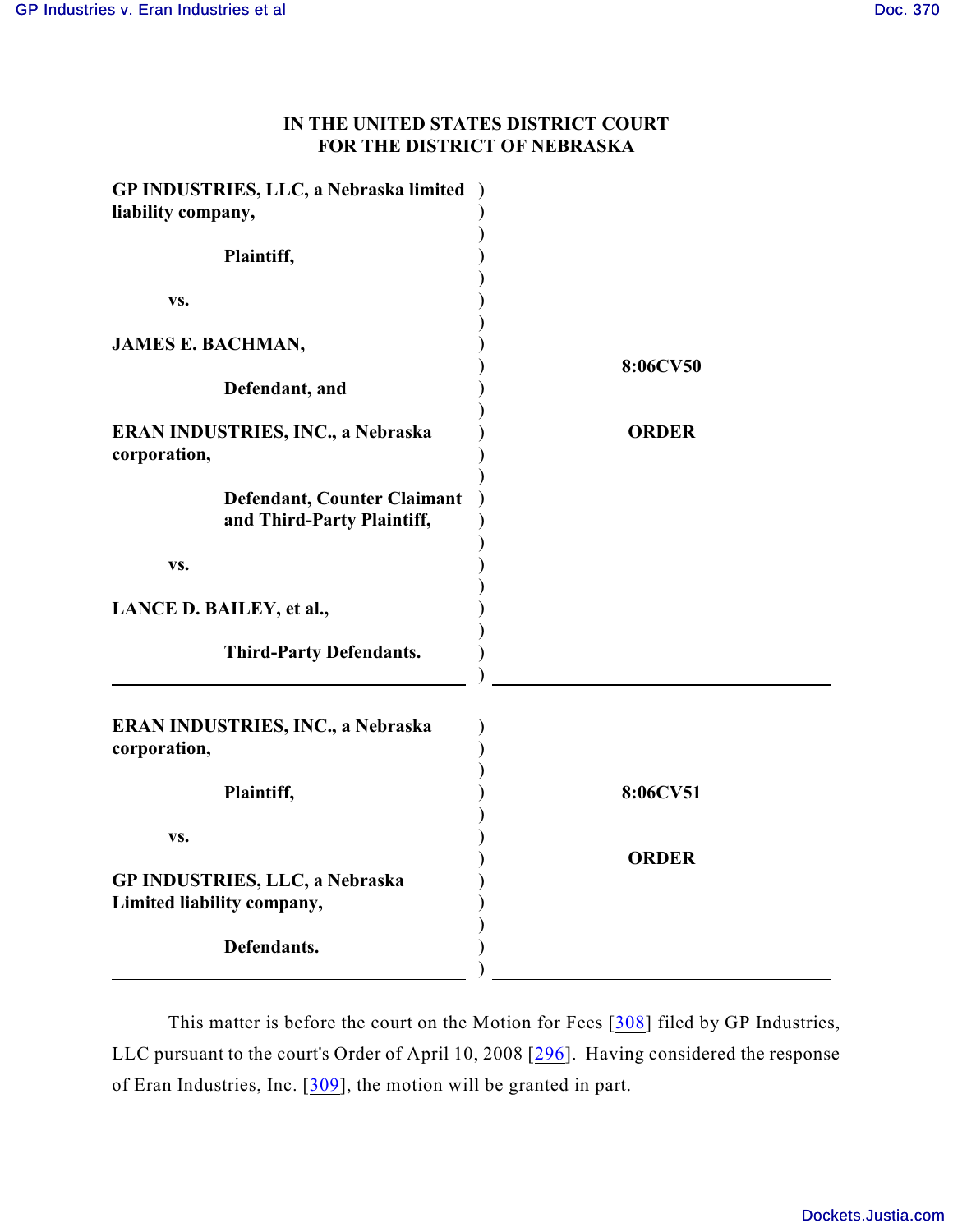**IN THE UNITED STATES DISTRICT COURT**
**FOR THE DISTRICT OF NEBRASKA**

| | |
|---|---|
| **GP INDUSTRIES, LLC, a Nebraska limited liability company,**<br><br>**Plaintiff,**<br><br>**vs.**<br><br>**JAMES E. BACHMAN,**<br><br>**Defendant, and**<br><br>**ERAN INDUSTRIES, INC., a Nebraska corporation,**<br><br>**Defendant, Counter Claimant and Third-Party Plaintiff,**<br><br>**vs.**<br><br>**LANCE D. BAILEY, et al.,**<br><br>**Third-Party Defendants.** | **8:06CV50**<br><br>**ORDER** |
| **ERAN INDUSTRIES, INC., a Nebraska corporation,**<br><br>**Plaintiff,**<br><br>**vs.**<br><br>**GP INDUSTRIES, LLC, a Nebraska Limited liability company,**<br><br>**Defendants.** | **8:06CV51**<br><br>**ORDER** |

This matter is before the court on the Motion for Fees [308] filed by GP Industries, LLC pursuant to the court's Order of April 10, 2008 [296]. Having considered the response of Eran Industries, Inc. [309], the motion will be granted in part.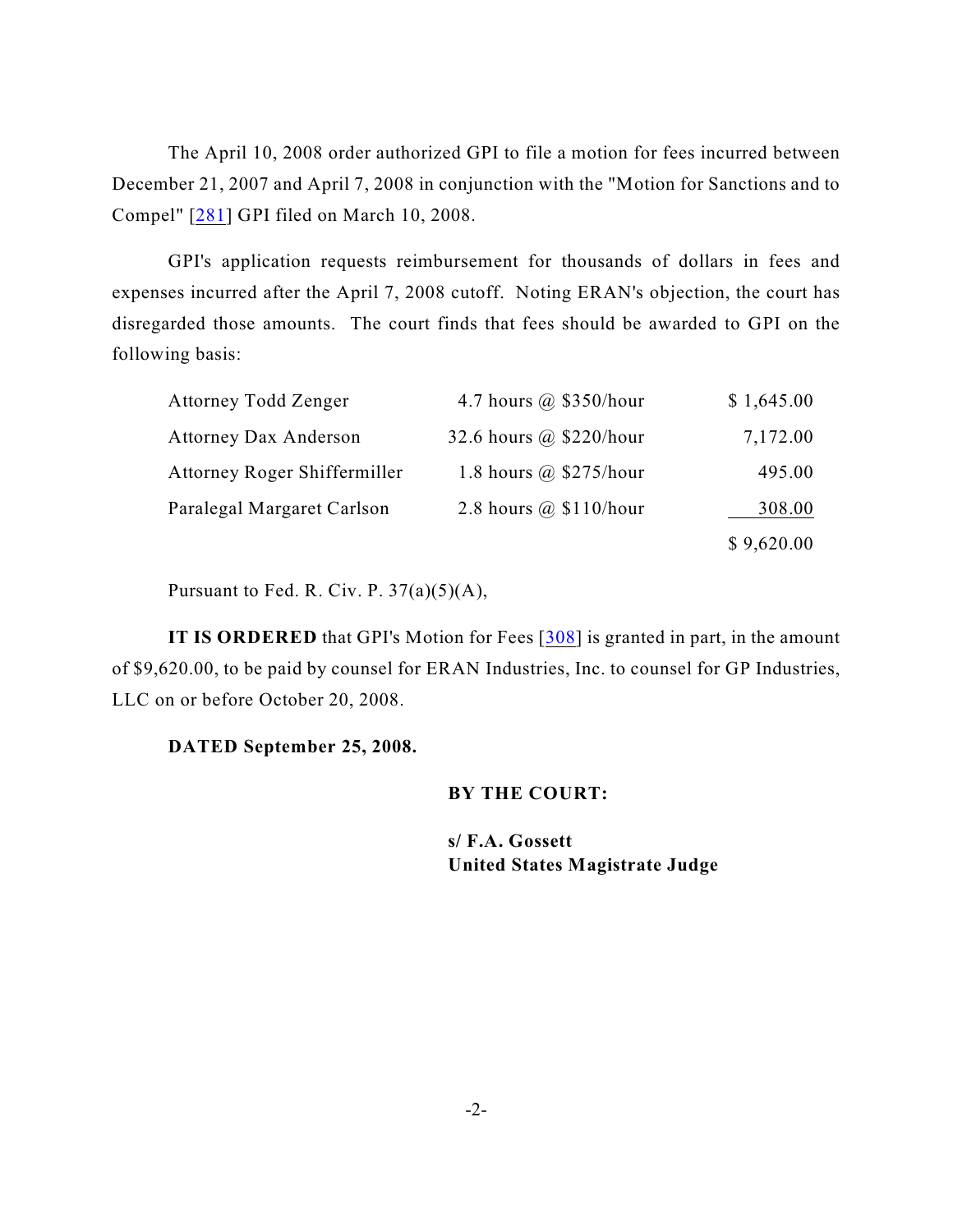The April 10, 2008 order authorized GPI to file a motion for fees incurred between December 21, 2007 and April 7, 2008 in conjunction with the "Motion for Sanctions and to Compel" [281] GPI filed on March 10, 2008.

GPI's application requests reimbursement for thousands of dollars in fees and expenses incurred after the April 7, 2008 cutoff. Noting ERAN's objection, the court has disregarded those amounts. The court finds that fees should be awarded to GPI on the following basis:

| | | |
|---|---|---|
| Attorney Todd Zenger | 4.7 hours @ $350/hour | $ 1,645.00 |
| Attorney Dax Anderson | 32.6 hours @ $220/hour | 7,172.00 |
| Attorney Roger Shiffermiller | 1.8 hours @ $275/hour | 495.00 |
| Paralegal Margaret Carlson | 2.8 hours @ $110/hour | 308.00 |
| | | $ 9,620.00 |

Pursuant to Fed. R. Civ. P. 37(a)(5)(A),

**IT IS ORDERED** that GPI's Motion for Fees [308] is granted in part, in the amount of $9,620.00, to be paid by counsel for ERAN Industries, Inc. to counsel for GP Industries, LLC on or before October 20, 2008.

**DATED September 25, 2008.**

**BY THE COURT:**

**s/ F.A. Gossett**
**United States Magistrate Judge**